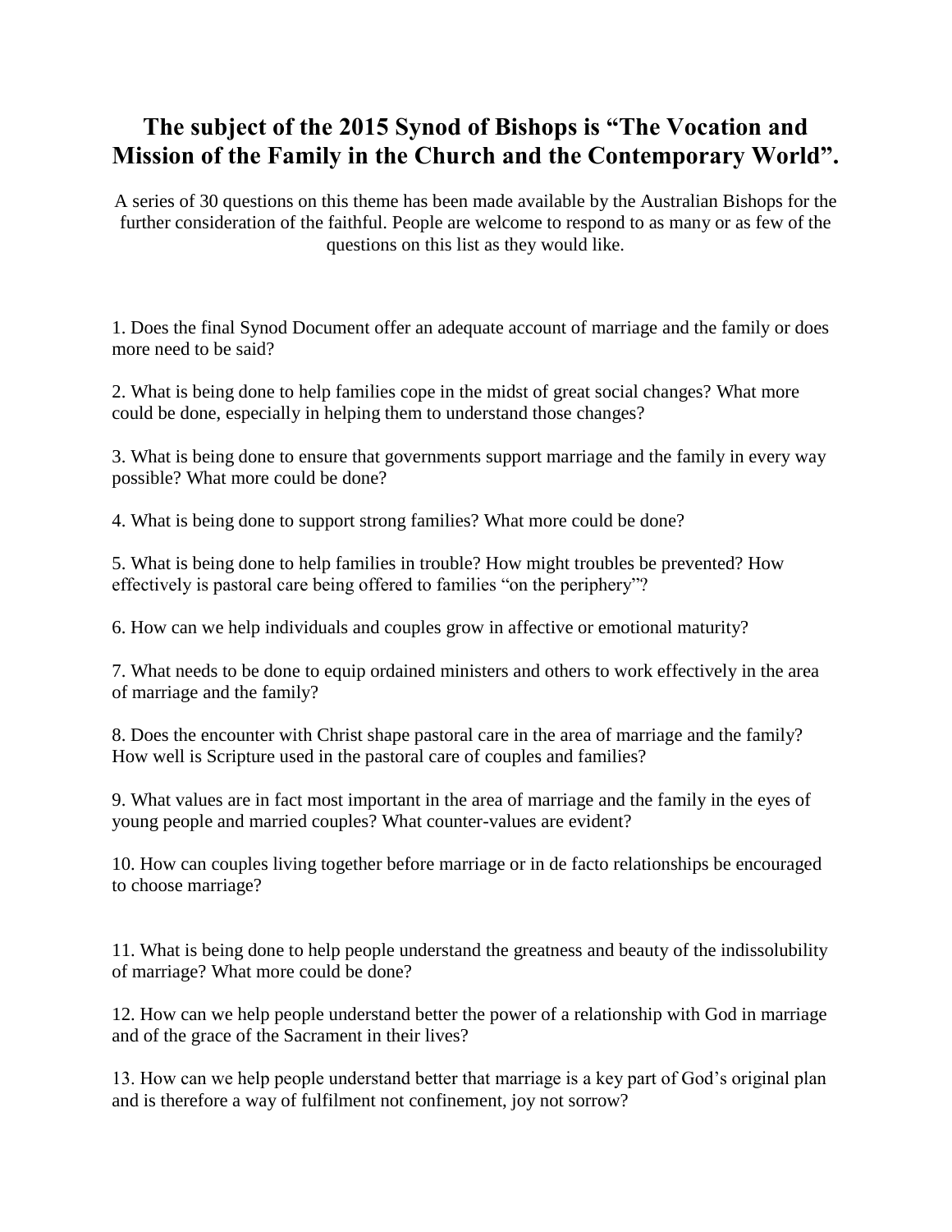# The subject of the 2015 Synod of Bishops is "The Vocation and Mission of the Family in the Church and the Contemporary World".

A series of 30 questions on this theme has been made available by the Australian Bishops for the further consideration of the faithful. People are welcome to respond to as many or as few of the questions on this list as they would like.

1. Does the final Synod Document offer an adequate account of marriage and the family or does more need to be said?

2. What is being done to help families cope in the midst of great social changes? What more could be done, especially in helping them to understand those changes?

3. What is being done to ensure that governments support marriage and the family in every way possible? What more could be done?

4. What is being done to support strong families? What more could be done?

5. What is being done to help families in trouble? How might troubles be prevented? How effectively is pastoral care being offered to families "on the periphery"?

6. How can we help individuals and couples grow in affective or emotional maturity?

7. What needs to be done to equip ordained ministers and others to work effectively in the area of marriage and the family?

8. Does the encounter with Christ shape pastoral care in the area of marriage and the family? How well is Scripture used in the pastoral care of couples and families?

9. What values are in fact most important in the area of marriage and the family in the eyes of young people and married couples? What counter-values are evident?

10. How can couples living together before marriage or in de facto relationships be encouraged to choose marriage?

11. What is being done to help people understand the greatness and beauty of the indissolubility of marriage? What more could be done?

12. How can we help people understand better the power of a relationship with God in marriage and of the grace of the Sacrament in their lives?

13. How can we help people understand better that marriage is a key part of God's original plan and is therefore a way of fulfilment not confinement, joy not sorrow?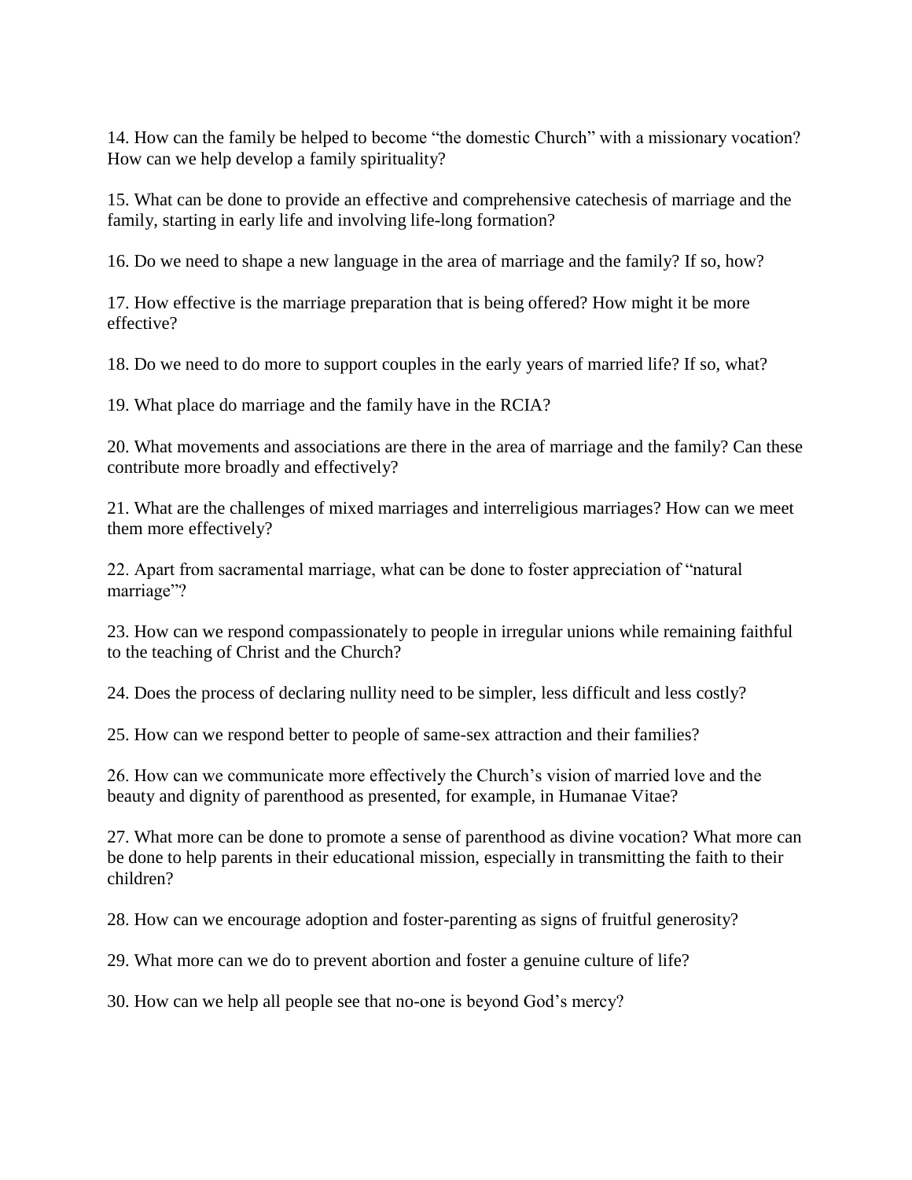14. How can the family be helped to become "the domestic Church" with a missionary vocation? How can we help develop a family spirituality?

15. What can be done to provide an effective and comprehensive catechesis of marriage and the family, starting in early life and involving life-long formation?

16. Do we need to shape a new language in the area of marriage and the family? If so, how?

17. How effective is the marriage preparation that is being offered? How might it be more effective?

18. Do we need to do more to support couples in the early years of married life? If so, what?

19. What place do marriage and the family have in the RCIA?

20. What movements and associations are there in the area of marriage and the family? Can these contribute more broadly and effectively?

21. What are the challenges of mixed marriages and interreligious marriages? How can we meet them more effectively?

22. Apart from sacramental marriage, what can be done to foster appreciation of "natural marriage"?

23. How can we respond compassionately to people in irregular unions while remaining faithful to the teaching of Christ and the Church?

24. Does the process of declaring nullity need to be simpler, less difficult and less costly?

25. How can we respond better to people of same-sex attraction and their families?

26. How can we communicate more effectively the Church's vision of married love and the beauty and dignity of parenthood as presented, for example, in Humanae Vitae?

27. What more can be done to promote a sense of parenthood as divine vocation? What more can be done to help parents in their educational mission, especially in transmitting the faith to their children?

28. How can we encourage adoption and foster-parenting as signs of fruitful generosity?

29. What more can we do to prevent abortion and foster a genuine culture of life?

30. How can we help all people see that no-one is beyond God's mercy?